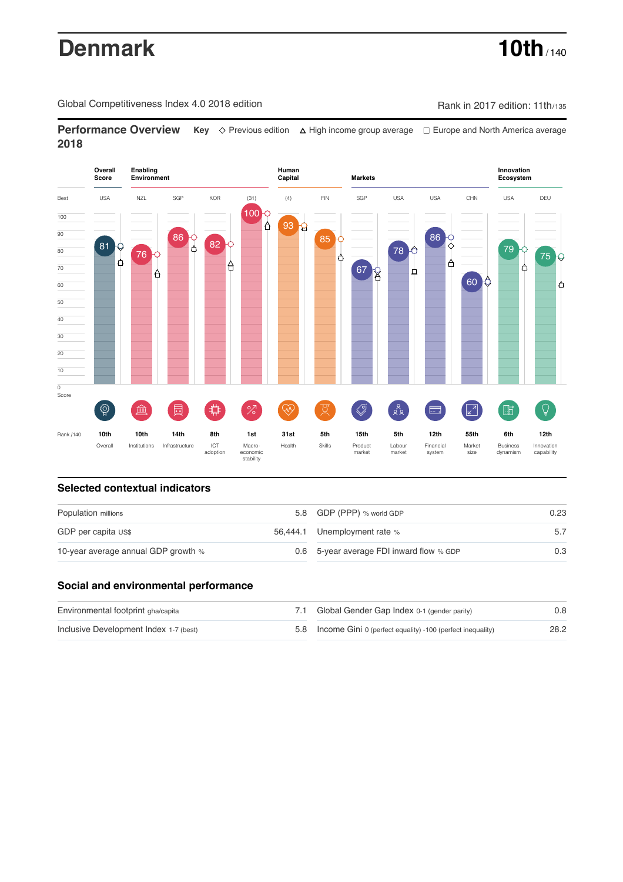# Denmark

**10th** / 140

Global Competitiveness Index 4.0 2018 edition

Rank in 2017 edition: 11th/135

## Performance Overview 2018

**Key** ◇ Previous edition △ High income group average □ Europe and North America average

| | Overall Score | Enabling Environment | | | | Human Capital | | Markets | | | | Innovation Ecosystem | |
|---|---|---|---|---|---|---|---|---|---|---|---|---|---|
| Best | USA | NZL | SGP | KOR | (31) | (4) | FIN | SGP | USA | USA | CHN | USA | DEU |
| Score | 81 | 76 | 86 | 82 | 100 | 93 | 85 | 67 | 78 | 86 | 60 | 79 | 75 |
| Rank /140 | 10th | 10th | 14th | 8th | 1st | 31st | 5th | 15th | 5th | 12th | 55th | 6th | 12th |
| | Overall | Institutions | Infrastructure | ICT adoption | Macro-economic stability | Health | Skills | Product market | Labour market | Financial system | Market size | Business dynamism | Innovation capability |

## Selected contextual indicators

| | | | |
|---|---|---|---|
| Population millions | 5.8 | GDP (PPP) % world GDP | 0.23 |
| GDP per capita US$ | 56,444.1 | Unemployment rate % | 5.7 |
| 10-year average annual GDP growth % | 0.6 | 5-year average FDI inward flow % GDP | 0.3 |

## Social and environmental performance

| | | | |
|---|---|---|---|
| Environmental footprint gha/capita | 7.1 | Global Gender Gap Index 0-1 (gender parity) | 0.8 |
| Inclusive Development Index 1-7 (best) | 5.8 | Income Gini 0 (perfect equality) -100 (perfect inequality) | 28.2 |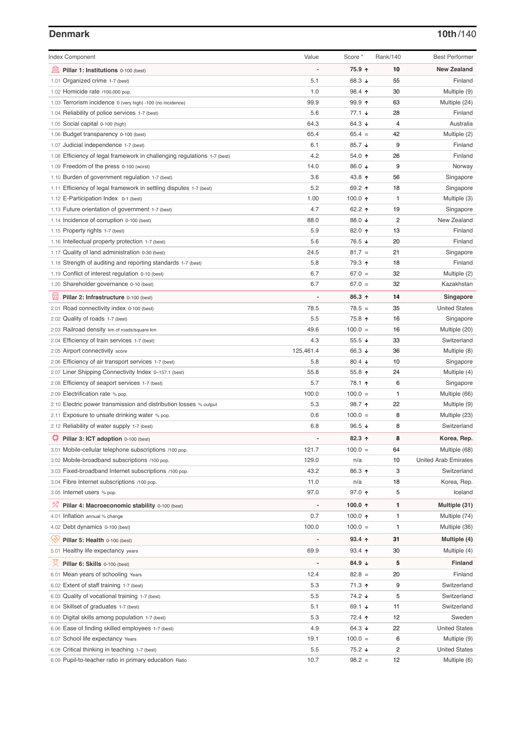## Denmark

**10th/140**

| Index Component | Value | Score * | Rank/140 | Best Performer |
|---|---|---|---|---|
| **Pillar 1: Institutions** 0-100 (best) | - | **75.9 ↑** | **10** | **New Zealand** |
| 1.01 Organized crime 1-7 (best) | 5.1 | 68.3 ↓ | 55 | Finland |
| 1.02 Homicide rate /100,000 pop. | 1.0 | 98.4 ↑ | 30 | Multiple (9) |
| 1.03 Terrorism incidence 0 (very high) -100 (no incidence) | 99.9 | 99.9 ↑ | 63 | Multiple (24) |
| 1.04 Reliability of police services 1-7 (best) | 5.6 | 77.1 ↓ | 28 | Finland |
| 1.05 Social capital 0-100 (high) | 64.3 | 64.3 ↓ | 4 | Australia |
| 1.06 Budget transparency 0-100 (best) | 65.4 | 65.4 = | 42 | Multiple (2) |
| 1.07 Judicial independence 1-7 (best) | 6.1 | 85.7 ↓ | 9 | Finland |
| 1.08 Efficiency of legal framework in challenging regulations 1-7 (best) | 4.2 | 54.0 ↑ | 26 | Finland |
| 1.09 Freedom of the press 0-100 (worst) | 14.0 | 86.0 ↓ | 9 | Norway |
| 1.10 Burden of government regulation 1-7 (best) | 3.6 | 43.8 ↑ | 56 | Singapore |
| 1.11 Efficiency of legal framework in settling disputes 1-7 (best) | 5.2 | 69.2 ↑ | 18 | Singapore |
| 1.12 E-Participation Index 0-1 (best) | 1.00 | 100.0 ↑ | 1 | Multiple (3) |
| 1.13 Future orientation of government 1-7 (best) | 4.7 | 62.2 ↑ | 19 | Singapore |
| 1.14 Incidence of corruption 0-100 (best) | 88.0 | 88.0 ↓ | 2 | New Zealand |
| 1.15 Property rights 1-7 (best) | 5.9 | 82.0 ↑ | 13 | Finland |
| 1.16 Intellectual property protection 1-7 (best) | 5.6 | 76.5 ↓ | 20 | Finland |
| 1.17 Quality of land administration 0-30 (best) | 24.5 | 81.7 = | 21 | Singapore |
| 1.18 Strength of auditing and reporting standards 1-7 (best) | 5.8 | 79.3 ↑ | 18 | Finland |
| 1.19 Conflict of interest regulation 0-10 (best) | 6.7 | 67.0 = | 32 | Multiple (2) |
| 1.20 Shareholder governance 0-10 (best) | 6.7 | 67.0 = | 32 | Kazakhstan |
| **Pillar 2: Infrastructure** 0-100 (best) | - | **86.3 ↑** | **14** | **Singapore** |
| 2.01 Road connectivity index 0-100 (best) | 78.5 | 78.5 = | 35 | United States |
| 2.02 Quality of roads 1-7 (best) | 5.5 | 75.8 ↑ | 16 | Singapore |
| 2.03 Railroad density km of roads/square km | 49.6 | 100.0 = | 16 | Multiple (20) |
| 2.04 Efficiency of train services 1-7 (best) | 4.3 | 55.5 ↓ | 33 | Switzerland |
| 2.05 Airport connectivity score | 125,461.4 | 66.3 ↓ | 36 | Multiple (8) |
| 2.06 Efficiency of air transport services 1-7 (best) | 5.8 | 80.4 ↓ | 10 | Singapore |
| 2.07 Liner Shipping Connectivity Index 0–157.1 (best) | 55.8 | 55.8 ↑ | 24 | Multiple (4) |
| 2.08 Efficiency of seaport services 1-7 (best) | 5.7 | 78.1 ↑ | 6 | Singapore |
| 2.09 Electrification rate % pop. | 100.0 | 100.0 = | 1 | Multiple (66) |
| 2.10 Electric power transmission and distribution losses % output | 5.3 | 98.7 ↑ | 22 | Multiple (9) |
| 2.11 Exposure to unsafe drinking water % pop. | 0.6 | 100.0 = | 8 | Multiple (23) |
| 2.12 Reliability of water supply 1-7 (best) | 6.8 | 96.5 ↓ | 8 | Switzerland |
| **Pillar 3: ICT adoption** 0-100 (best) | - | **82.3 ↑** | **8** | **Korea, Rep.** |
| 3.01 Mobile-cellular telephone subscriptions /100 pop. | 121.7 | 100.0 = | 64 | Multiple (68) |
| 3.02 Mobile-broadband subscriptions /100 pop. | 129.0 | n/a | 10 | United Arab Emirates |
| 3.03 Fixed-broadband Internet subscriptions /100 pop. | 43.2 | 86.3 ↑ | 3 | Switzerland |
| 3.04 Fibre Internet subscriptions /100 pop. | 11.0 | n/a | 18 | Korea, Rep. |
| 3.05 Internet users % pop. | 97.0 | 97.0 ↑ | 5 | Iceland |
| **Pillar 4: Macroeconomic stability** 0-100 (best) | - | **100.0 ↑** | **1** | **Multiple (31)** |
| 4.01 Inflation annual % change | 0.7 | 100.0 ↑ | 1 | Multiple (74) |
| 4.02 Debt dynamics 0-100 (best) | 100.0 | 100.0 = | 1 | Multiple (36) |
| **Pillar 5: Health** 0-100 (best) | - | **93.4 ↑** | **31** | **Multiple (4)** |
| 5.01 Healthy life expectancy years | 69.9 | 93.4 ↑ | 30 | Multiple (4) |
| **Pillar 6: Skills** 0-100 (best) | - | **84.9 ↓** | **5** | **Finland** |
| 6.01 Mean years of schooling Years | 12.4 | 82.8 = | 20 | Finland |
| 6.02 Extent of staff training 1-7 (best) | 5.3 | 71.3 ↑ | 9 | Switzerland |
| 6.03 Quality of vocational training 1-7 (best) | 5.5 | 74.2 ↓ | 5 | Switzerland |
| 6.04 Skillset of graduates 1-7 (best) | 5.1 | 69.1 ↓ | 11 | Switzerland |
| 6.05 Digital skills among population 1-7 (best) | 5.3 | 72.4 ↑ | 12 | Sweden |
| 6.06 Ease of finding skilled employees 1-7 (best) | 4.9 | 64.3 ↓ | 22 | United States |
| 6.07 School life expectancy Years | 19.1 | 100.0 = | 6 | Multiple (9) |
| 6.08 Critical thinking in teaching 1-7 (best) | 5.5 | 75.2 ↓ | 2 | United States |
| 6.09 Pupil-to-teacher ratio in primary education Ratio | 10.7 | 98.2 = | 12 | Multiple (6) |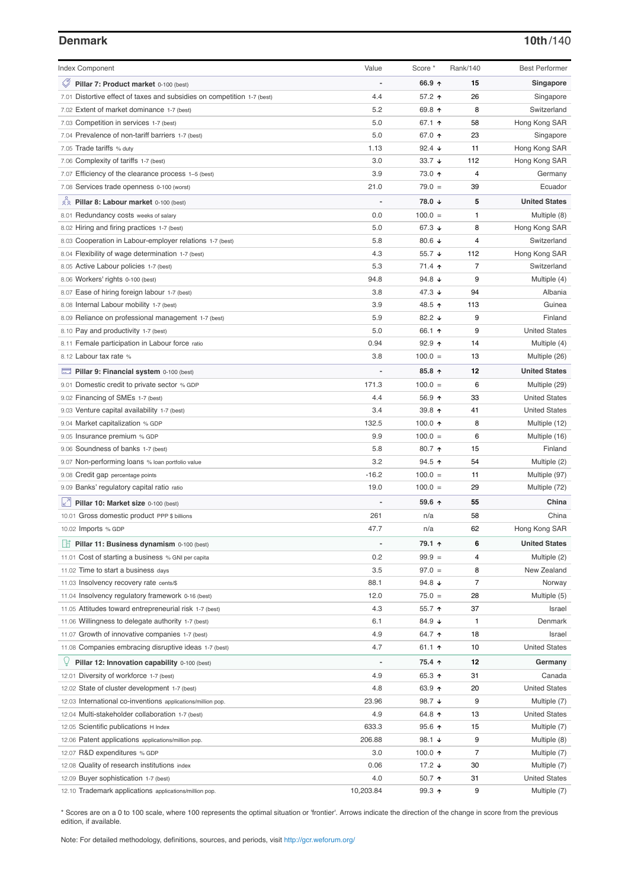## Denmark

**10th/140**

| Index Component | Value | Score * | Rank/140 | Best Performer |
|---|---|---|---|---|
| **Pillar 7: Product market** 0-100 (best) | - | **66.9 ↑** | **15** | **Singapore** |
| 7.01 Distortive effect of taxes and subsidies on competition 1-7 (best) | 4.4 | 57.2 ↑ | 26 | Singapore |
| 7.02 Extent of market dominance 1-7 (best) | 5.2 | 69.8 ↑ | 8 | Switzerland |
| 7.03 Competition in services 1-7 (best) | 5.0 | 67.1 ↑ | 58 | Hong Kong SAR |
| 7.04 Prevalence of non-tariff barriers 1-7 (best) | 5.0 | 67.0 ↑ | 23 | Singapore |
| 7.05 Trade tariffs % duty | 1.13 | 92.4 ↓ | 11 | Hong Kong SAR |
| 7.06 Complexity of tariffs 1-7 (best) | 3.0 | 33.7 ↓ | 112 | Hong Kong SAR |
| 7.07 Efficiency of the clearance process 1–5 (best) | 3.9 | 73.0 ↑ | 4 | Germany |
| 7.08 Services trade openness 0-100 (worst) | 21.0 | 79.0 = | 39 | Ecuador |
| **Pillar 8: Labour market** 0-100 (best) | - | **78.0 ↓** | **5** | **United States** |
| 8.01 Redundancy costs weeks of salary | 0.0 | 100.0 = | 1 | Multiple (8) |
| 8.02 Hiring and firing practices 1-7 (best) | 5.0 | 67.3 ↓ | 8 | Hong Kong SAR |
| 8.03 Cooperation in Labour-employer relations 1-7 (best) | 5.8 | 80.6 ↓ | 4 | Switzerland |
| 8.04 Flexibility of wage determination 1-7 (best) | 4.3 | 55.7 ↓ | 112 | Hong Kong SAR |
| 8.05 Active Labour policies 1-7 (best) | 5.3 | 71.4 ↑ | 7 | Switzerland |
| 8.06 Workers' rights 0-100 (best) | 94.8 | 94.8 ↓ | 9 | Multiple (4) |
| 8.07 Ease of hiring foreign labour 1-7 (best) | 3.8 | 47.3 ↓ | 94 | Albania |
| 8.08 Internal Labour mobility 1-7 (best) | 3.9 | 48.5 ↑ | 113 | Guinea |
| 8.09 Reliance on professional management 1-7 (best) | 5.9 | 82.2 ↓ | 9 | Finland |
| 8.10 Pay and productivity 1-7 (best) | 5.0 | 66.1 ↑ | 9 | United States |
| 8.11 Female participation in Labour force ratio | 0.94 | 92.9 ↑ | 14 | Multiple (4) |
| 8.12 Labour tax rate % | 3.8 | 100.0 = | 13 | Multiple (26) |
| **Pillar 9: Financial system** 0-100 (best) | - | **85.8 ↑** | **12** | **United States** |
| 9.01 Domestic credit to private sector % GDP | 171.3 | 100.0 = | 6 | Multiple (29) |
| 9.02 Financing of SMEs 1-7 (best) | 4.4 | 56.9 ↑ | 33 | United States |
| 9.03 Venture capital availability 1-7 (best) | 3.4 | 39.8 ↑ | 41 | United States |
| 9.04 Market capitalization % GDP | 132.5 | 100.0 ↑ | 8 | Multiple (12) |
| 9.05 Insurance premium % GDP | 9.9 | 100.0 = | 6 | Multiple (16) |
| 9.06 Soundness of banks 1-7 (best) | 5.8 | 80.7 ↑ | 15 | Finland |
| 9.07 Non-performing loans % loan portfolio value | 3.2 | 94.5 ↑ | 54 | Multiple (2) |
| 9.08 Credit gap percentage points | -16.2 | 100.0 = | 11 | Multiple (97) |
| 9.09 Banks' regulatory capital ratio ratio | 19.0 | 100.0 = | 29 | Multiple (72) |
| **Pillar 10: Market size** 0-100 (best) | - | **59.6 ↑** | **55** | **China** |
| 10.01 Gross domestic product PPP $ billions | 261 | n/a | 58 | China |
| 10.02 Imports % GDP | 47.7 | n/a | 62 | Hong Kong SAR |
| **Pillar 11: Business dynamism** 0-100 (best) | - | **79.1 ↑** | **6** | **United States** |
| 11.01 Cost of starting a business % GNI per capita | 0.2 | 99.9 = | 4 | Multiple (2) |
| 11.02 Time to start a business days | 3.5 | 97.0 = | 8 | New Zealand |
| 11.03 Insolvency recovery rate cents/$ | 88.1 | 94.8 ↓ | 7 | Norway |
| 11.04 Insolvency regulatory framework 0-16 (best) | 12.0 | 75.0 = | 28 | Multiple (5) |
| 11.05 Attitudes toward entrepreneurial risk 1-7 (best) | 4.3 | 55.7 ↑ | 37 | Israel |
| 11.06 Willingness to delegate authority 1-7 (best) | 6.1 | 84.9 ↓ | 1 | Denmark |
| 11.07 Growth of innovative companies 1-7 (best) | 4.9 | 64.7 ↑ | 18 | Israel |
| 11.08 Companies embracing disruptive ideas 1-7 (best) | 4.7 | 61.1 ↑ | 10 | United States |
| **Pillar 12: Innovation capability** 0-100 (best) | - | **75.4 ↑** | **12** | **Germany** |
| 12.01 Diversity of workforce 1-7 (best) | 4.9 | 65.3 ↑ | 31 | Canada |
| 12.02 State of cluster development 1-7 (best) | 4.8 | 63.9 ↑ | 20 | United States |
| 12.03 International co-inventions applications/million pop. | 23.96 | 98.7 ↓ | 9 | Multiple (7) |
| 12.04 Multi-stakeholder collaboration 1-7 (best) | 4.9 | 64.8 ↑ | 13 | United States |
| 12.05 Scientific publications H Index | 633.3 | 95.6 ↑ | 15 | Multiple (7) |
| 12.06 Patent applications applications/million pop. | 206.88 | 98.1 ↓ | 9 | Multiple (8) |
| 12.07 R&D expenditures % GDP | 3.0 | 100.0 ↑ | 7 | Multiple (7) |
| 12.08 Quality of research institutions index | 0.06 | 17.2 ↓ | 30 | Multiple (7) |
| 12.09 Buyer sophistication 1-7 (best) | 4.0 | 50.7 ↑ | 31 | United States |
| 12.10 Trademark applications applications/million pop. | 10,203.84 | 99.3 ↑ | 9 | Multiple (7) |

* Scores are on a 0 to 100 scale, where 100 represents the optimal situation or 'frontier'. Arrows indicate the direction of the change in score from the previous edition, if available.

Note: For detailed methodology, definitions, sources, and periods, visit http://gcr.weforum.org/